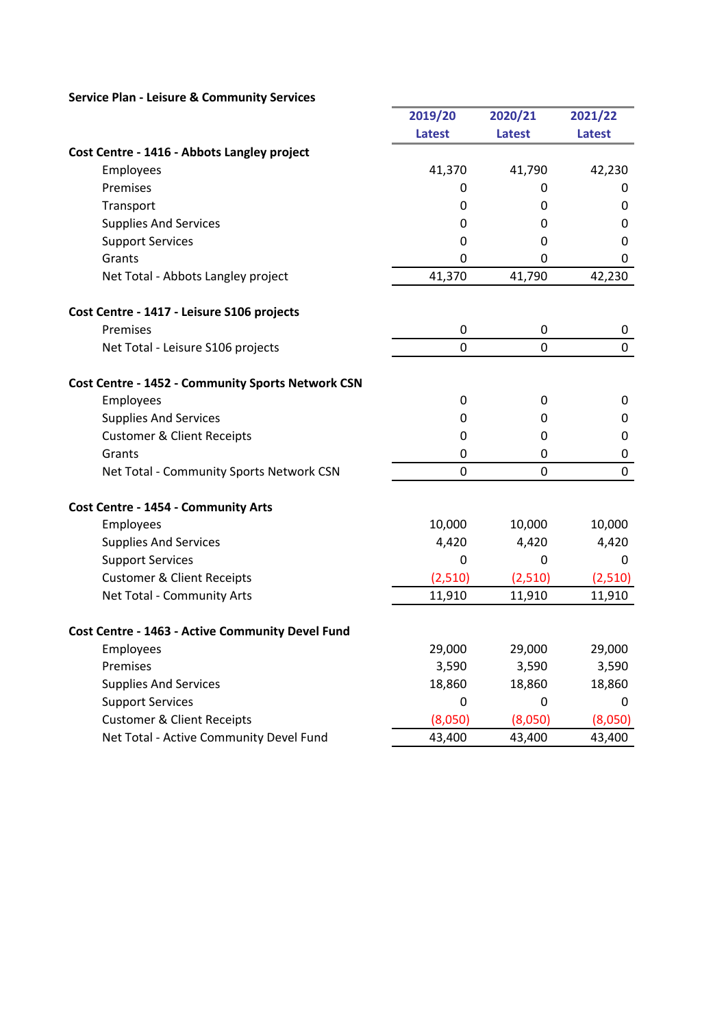**Service Plan - Leisure & Community Services**

| | 2019/20 Latest | 2020/21 Latest | 2021/22 Latest |
|---|---|---|---|
| **Cost Centre - 1416 - Abbots Langley project** | | | |
| Employees | 41,370 | 41,790 | 42,230 |
| Premises | 0 | 0 | 0 |
| Transport | 0 | 0 | 0 |
| Supplies And Services | 0 | 0 | 0 |
| Support Services | 0 | 0 | 0 |
| Grants | 0 | 0 | 0 |
| Net Total - Abbots Langley project | 41,370 | 41,790 | 42,230 |
| | | | |
| **Cost Centre - 1417 - Leisure S106 projects** | | | |
| Premises | 0 | 0 | 0 |
| Net Total - Leisure S106 projects | 0 | 0 | 0 |
| | | | |
| **Cost Centre - 1452 - Community Sports Network CSN** | | | |
| Employees | 0 | 0 | 0 |
| Supplies And Services | 0 | 0 | 0 |
| Customer & Client Receipts | 0 | 0 | 0 |
| Grants | 0 | 0 | 0 |
| Net Total - Community Sports Network CSN | 0 | 0 | 0 |
| | | | |
| **Cost Centre - 1454 - Community Arts** | | | |
| Employees | 10,000 | 10,000 | 10,000 |
| Supplies And Services | 4,420 | 4,420 | 4,420 |
| Support Services | 0 | 0 | 0 |
| Customer & Client Receipts | (2,510) | (2,510) | (2,510) |
| Net Total - Community Arts | 11,910 | 11,910 | 11,910 |
| | | | |
| **Cost Centre - 1463 - Active Community Devel Fund** | | | |
| Employees | 29,000 | 29,000 | 29,000 |
| Premises | 3,590 | 3,590 | 3,590 |
| Supplies And Services | 18,860 | 18,860 | 18,860 |
| Support Services | 0 | 0 | 0 |
| Customer & Client Receipts | (8,050) | (8,050) | (8,050) |
| Net Total - Active Community Devel Fund | 43,400 | 43,400 | 43,400 |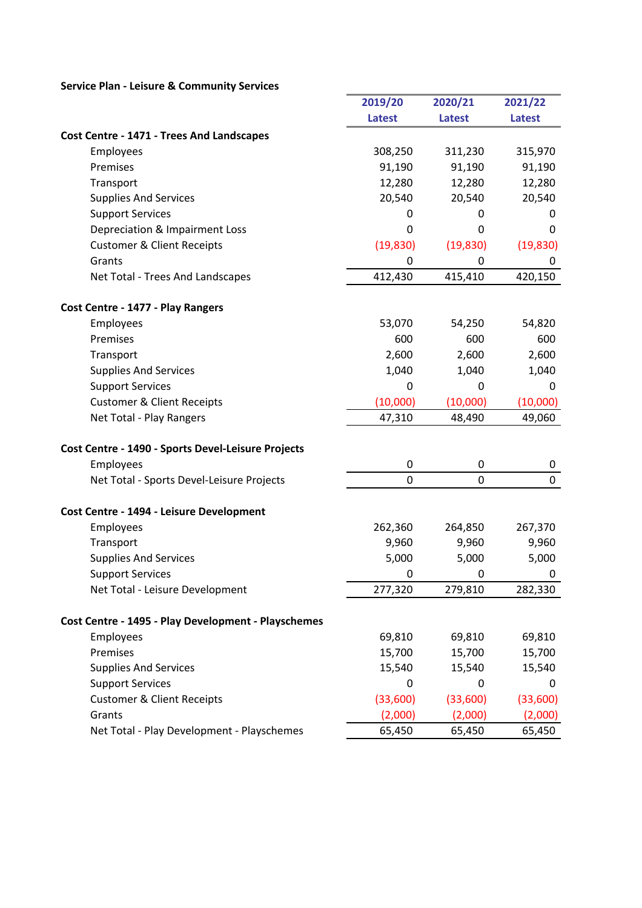**Service Plan - Leisure & Community Services**

| | 2019/20 Latest | 2020/21 Latest | 2021/22 Latest |
|---|---|---|---|
| **Cost Centre - 1471 - Trees And Landscapes** | | | |
| Employees | 308,250 | 311,230 | 315,970 |
| Premises | 91,190 | 91,190 | 91,190 |
| Transport | 12,280 | 12,280 | 12,280 |
| Supplies And Services | 20,540 | 20,540 | 20,540 |
| Support Services | 0 | 0 | 0 |
| Depreciation & Impairment Loss | 0 | 0 | 0 |
| Customer & Client Receipts | (19,830) | (19,830) | (19,830) |
| Grants | 0 | 0 | 0 |
| Net Total - Trees And Landscapes | 412,430 | 415,410 | 420,150 |
| | | | |
| **Cost Centre - 1477 - Play Rangers** | | | |
| Employees | 53,070 | 54,250 | 54,820 |
| Premises | 600 | 600 | 600 |
| Transport | 2,600 | 2,600 | 2,600 |
| Supplies And Services | 1,040 | 1,040 | 1,040 |
| Support Services | 0 | 0 | 0 |
| Customer & Client Receipts | (10,000) | (10,000) | (10,000) |
| Net Total - Play Rangers | 47,310 | 48,490 | 49,060 |
| | | | |
| **Cost Centre - 1490 - Sports Devel-Leisure Projects** | | | |
| Employees | 0 | 0 | 0 |
| Net Total - Sports Devel-Leisure Projects | 0 | 0 | 0 |
| | | | |
| **Cost Centre - 1494 - Leisure Development** | | | |
| Employees | 262,360 | 264,850 | 267,370 |
| Transport | 9,960 | 9,960 | 9,960 |
| Supplies And Services | 5,000 | 5,000 | 5,000 |
| Support Services | 0 | 0 | 0 |
| Net Total - Leisure Development | 277,320 | 279,810 | 282,330 |
| | | | |
| **Cost Centre - 1495 - Play Development - Playschemes** | | | |
| Employees | 69,810 | 69,810 | 69,810 |
| Premises | 15,700 | 15,700 | 15,700 |
| Supplies And Services | 15,540 | 15,540 | 15,540 |
| Support Services | 0 | 0 | 0 |
| Customer & Client Receipts | (33,600) | (33,600) | (33,600) |
| Grants | (2,000) | (2,000) | (2,000) |
| Net Total - Play Development - Playschemes | 65,450 | 65,450 | 65,450 |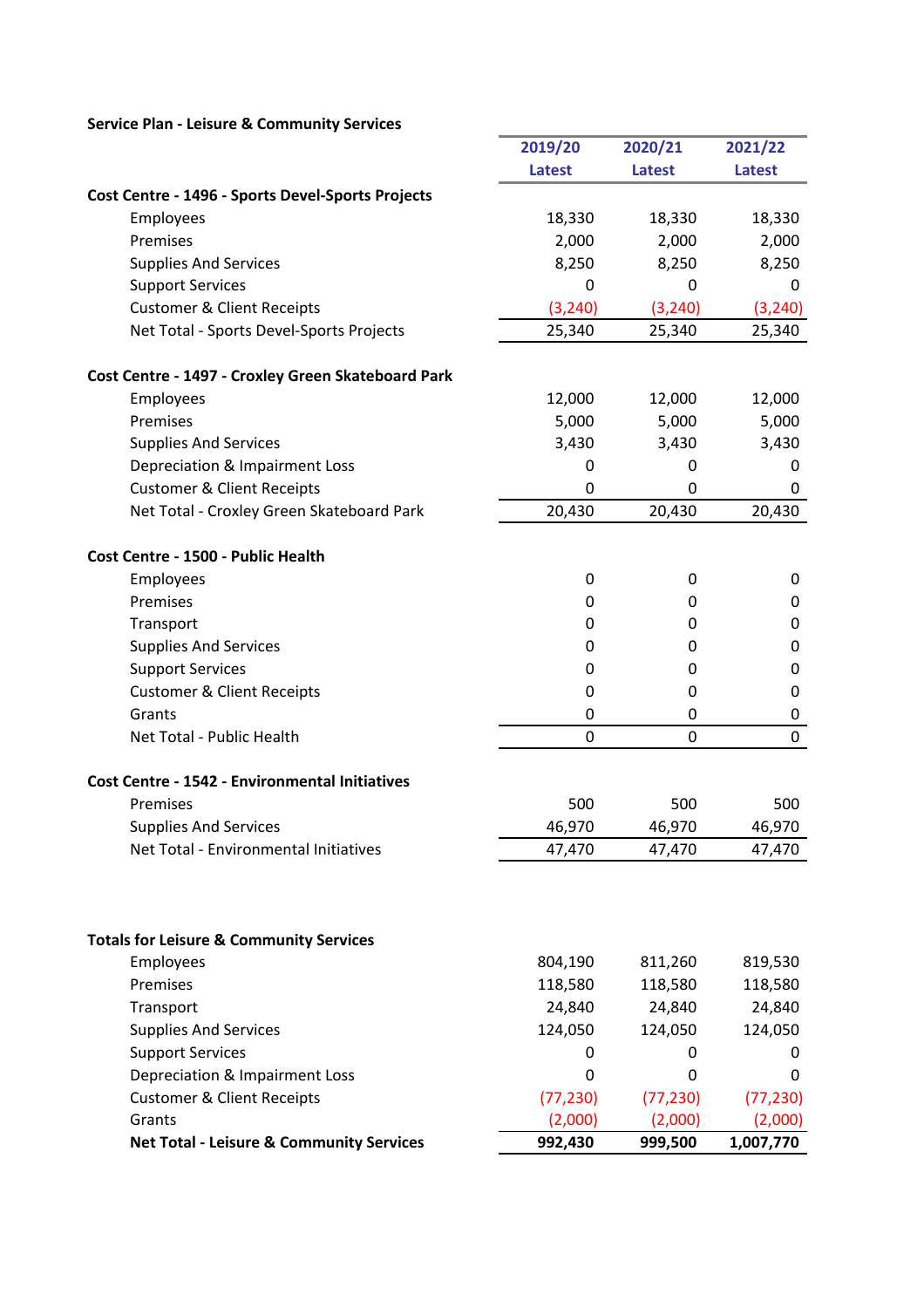**Service Plan - Leisure & Community Services**

| | 2019/20 Latest | 2020/21 Latest | 2021/22 Latest |
|---|---|---|---|
| **Cost Centre - 1496 - Sports Devel-Sports Projects** | | | |
| Employees | 18,330 | 18,330 | 18,330 |
| Premises | 2,000 | 2,000 | 2,000 |
| Supplies And Services | 8,250 | 8,250 | 8,250 |
| Support Services | 0 | 0 | 0 |
| Customer & Client Receipts | (3,240) | (3,240) | (3,240) |
| Net Total - Sports Devel-Sports Projects | 25,340 | 25,340 | 25,340 |
| **Cost Centre - 1497 - Croxley Green Skateboard Park** | | | |
| Employees | 12,000 | 12,000 | 12,000 |
| Premises | 5,000 | 5,000 | 5,000 |
| Supplies And Services | 3,430 | 3,430 | 3,430 |
| Depreciation & Impairment Loss | 0 | 0 | 0 |
| Customer & Client Receipts | 0 | 0 | 0 |
| Net Total - Croxley Green Skateboard Park | 20,430 | 20,430 | 20,430 |
| **Cost Centre - 1500 - Public Health** | | | |
| Employees | 0 | 0 | 0 |
| Premises | 0 | 0 | 0 |
| Transport | 0 | 0 | 0 |
| Supplies And Services | 0 | 0 | 0 |
| Support Services | 0 | 0 | 0 |
| Customer & Client Receipts | 0 | 0 | 0 |
| Grants | 0 | 0 | 0 |
| Net Total - Public Health | 0 | 0 | 0 |
| **Cost Centre - 1542 - Environmental Initiatives** | | | |
| Premises | 500 | 500 | 500 |
| Supplies And Services | 46,970 | 46,970 | 46,970 |
| Net Total - Environmental Initiatives | 47,470 | 47,470 | 47,470 |
| **Totals for Leisure & Community Services** | | | |
| Employees | 804,190 | 811,260 | 819,530 |
| Premises | 118,580 | 118,580 | 118,580 |
| Transport | 24,840 | 24,840 | 24,840 |
| Supplies And Services | 124,050 | 124,050 | 124,050 |
| Support Services | 0 | 0 | 0 |
| Depreciation & Impairment Loss | 0 | 0 | 0 |
| Customer & Client Receipts | (77,230) | (77,230) | (77,230) |
| Grants | (2,000) | (2,000) | (2,000) |
| **Net Total - Leisure & Community Services** | **992,430** | **999,500** | **1,007,770** |